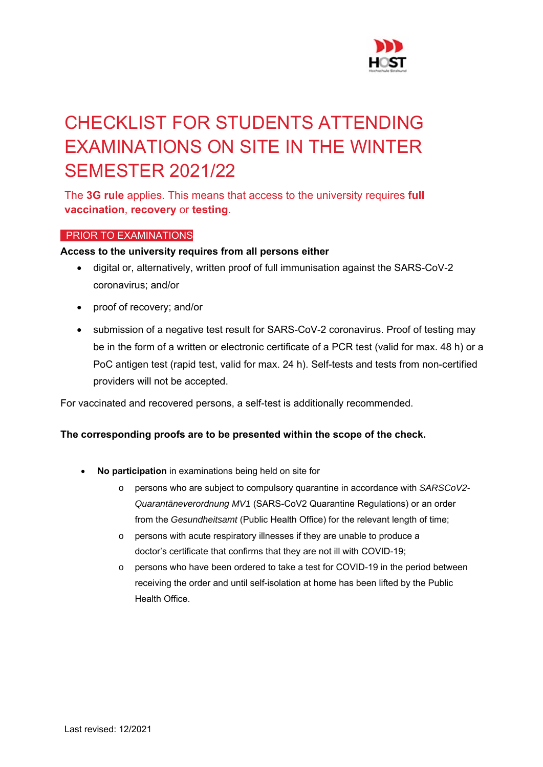# CHECKLIST FOR STUDENTS ATTENDING EXAMINATIONS ON SITE IN THE WINTER SEMESTER 2021/22

The **3G rule** applies. This means that access to the university requires **full vaccination**, **recovery** or **testing**.

## PRIOR TO EXAMINATIONS

**Access to the university requires from all persons either**

- digital or, alternatively, written proof of full immunisation against the SARS-CoV-2 coronavirus; and/or
- proof of recovery; and/or
- submission of a negative test result for SARS-CoV-2 coronavirus. Proof of testing may be in the form of a written or electronic certificate of a PCR test (valid for max. 48 h) or a PoC antigen test (rapid test, valid for max. 24 h). Self-tests and tests from non-certified providers will not be accepted.

For vaccinated and recovered persons, a self-test is additionally recommended.

**The corresponding proofs are to be presented within the scope of the check.**

- **No participation** in examinations being held on site for
    - persons who are subject to compulsory quarantine in accordance with *SARSCoV2-Quarantäneverordnung MV1* (SARS-CoV2 Quarantine Regulations) or an order from the *Gesundheitsamt* (Public Health Office) for the relevant length of time;
    - persons with acute respiratory illnesses if they are unable to produce a doctor's certificate that confirms that they are not ill with COVID-19;
    - persons who have been ordered to take a test for COVID-19 in the period between receiving the order and until self-isolation at home has been lifted by the Public Health Office.

Last revised: 12/2021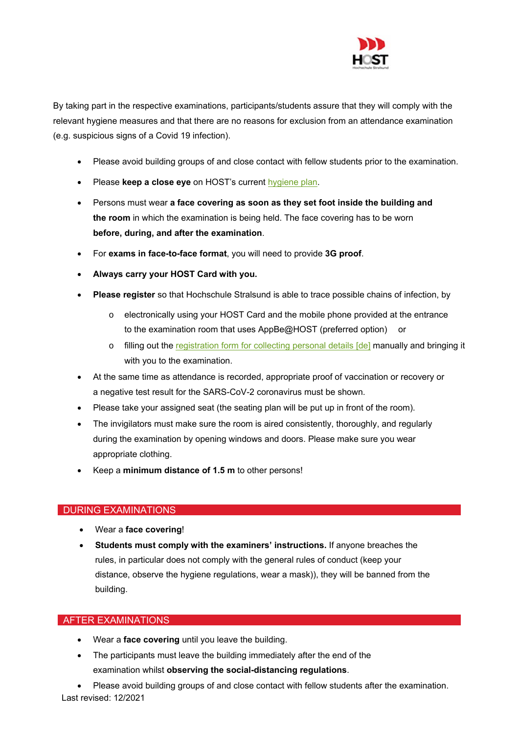By taking part in the respective examinations, participants/students assure that they will comply with the relevant hygiene measures and that there are no reasons for exclusion from an attendance examination (e.g. suspicious signs of a Covid 19 infection).

- Please avoid building groups of and close contact with fellow students prior to the examination.
- Please **keep a close eye** on HOST's current hygiene plan.
- Persons must wear **a face covering as soon as they set foot inside the building and the room** in which the examination is being held. The face covering has to be worn **before, during, and after the examination**.
- For **exams in face-to-face format**, you will need to provide **3G proof**.
- **Always carry your HOST Card with you.**
- **Please register** so that Hochschule Stralsund is able to trace possible chains of infection, by
  - electronically using your HOST Card and the mobile phone provided at the entrance to the examination room that uses AppBe@HOST (preferred option) or
  - filling out the registration form for collecting personal details [de] manually and bringing it with you to the examination.
- At the same time as attendance is recorded, appropriate proof of vaccination or recovery or a negative test result for the SARS-CoV-2 coronavirus must be shown.
- Please take your assigned seat (the seating plan will be put up in front of the room).
- The invigilators must make sure the room is aired consistently, thoroughly, and regularly during the examination by opening windows and doors. Please make sure you wear appropriate clothing.
- Keep a **minimum distance of 1.5 m** to other persons!

## DURING EXAMINATIONS

- Wear a **face covering**!
- **Students must comply with the examiners' instructions.** If anyone breaches the rules, in particular does not comply with the general rules of conduct (keep your distance, observe the hygiene regulations, wear a mask)), they will be banned from the building.

## AFTER EXAMINATIONS

- Wear a **face covering** until you leave the building.
- The participants must leave the building immediately after the end of the examination whilst **observing the social-distancing regulations**.
- Please avoid building groups of and close contact with fellow students after the examination.

Last revised: 12/2021